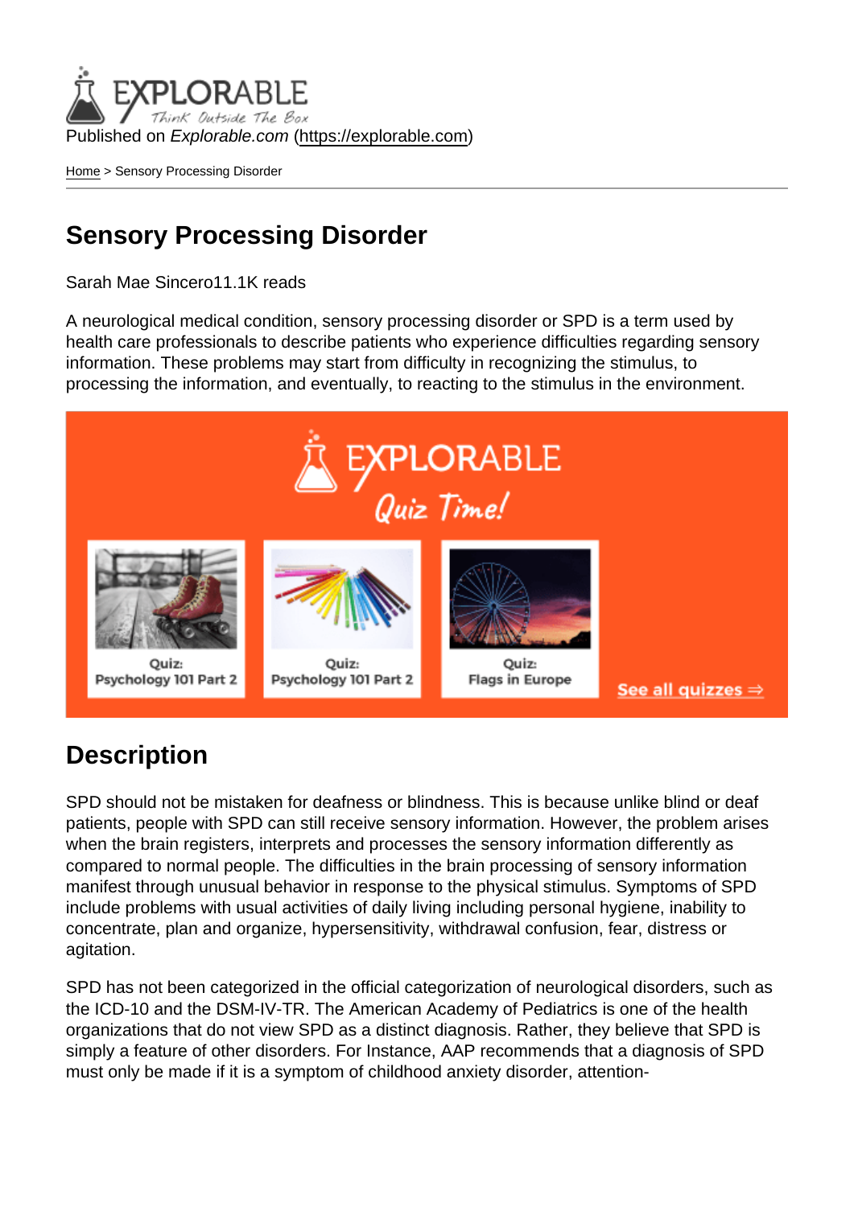Published on *Explorable.com* (https://explorable.com)

Home > Sensory Processing Disorder

# Sensory Processing Disorder

Sarah Mae Sincero11.1K reads

A neurological medical condition, sensory processing disorder or SPD is a term used by health care professionals to describe patients who experience difficulties regarding sensory information. These problems may start from difficulty in recognizing the stimulus, to processing the information, and eventually, to reacting to the stimulus in the environment.

## Description

SPD should not be mistaken for deafness or blindness. This is because unlike blind or deaf patients, people with SPD can still receive sensory information. However, the problem arises when the brain registers, interprets and processes the sensory information differently as compared to normal people. The difficulties in the brain processing of sensory information manifest through unusual behavior in response to the physical stimulus. Symptoms of SPD include problems with usual activities of daily living including personal hygiene, inability to concentrate, plan and organize, hypersensitivity, withdrawal confusion, fear, distress or agitation.

SPD has not been categorized in the official categorization of neurological disorders, such as the ICD-10 and the DSM-IV-TR. The American Academy of Pediatrics is one of the health organizations that do not view SPD as a distinct diagnosis. Rather, they believe that SPD is simply a feature of other disorders. For Instance, AAP recommends that a diagnosis of SPD must only be made if it is a symptom of childhood anxiety disorder, attention-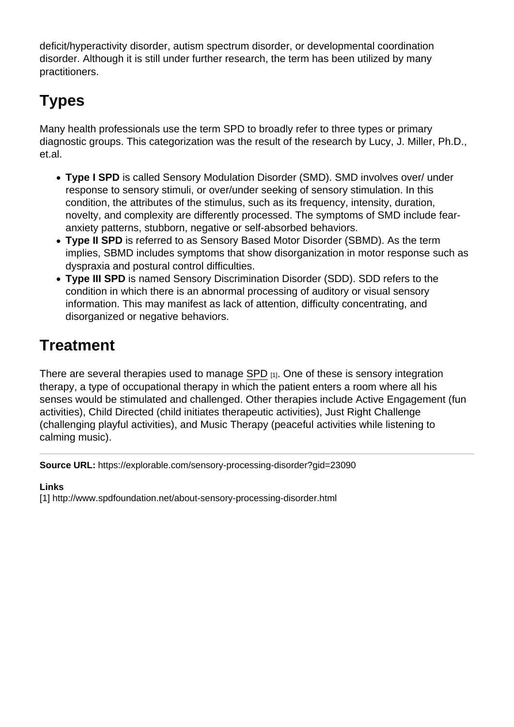deficit/hyperactivity disorder, autism spectrum disorder, or developmental coordination disorder. Although it is still under further research, the term has been utilized by many practitioners.

## Types

Many health professionals use the term SPD to broadly refer to three types or primary diagnostic groups. This categorization was the result of the research by Lucy, J. Miller, Ph.D., et.al.

- **Type I SPD** is called Sensory Modulation Disorder (SMD). SMD involves over/ under response to sensory stimuli, or over/under seeking of sensory stimulation. In this condition, the attributes of the stimulus, such as its frequency, intensity, duration, novelty, and complexity are differently processed. The symptoms of SMD include fear-anxiety patterns, stubborn, negative or self-absorbed behaviors.
- **Type II SPD** is referred to as Sensory Based Motor Disorder (SBMD). As the term implies, SBMD includes symptoms that show disorganization in motor response such as dyspraxia and postural control difficulties.
- **Type III SPD** is named Sensory Discrimination Disorder (SDD). SDD refers to the condition in which there is an abnormal processing of auditory or visual sensory information. This may manifest as lack of attention, difficulty concentrating, and disorganized or negative behaviors.

## Treatment

There are several therapies used to manage SPD [1]. One of these is sensory integration therapy, a type of occupational therapy in which the patient enters a room where all his senses would be stimulated and challenged. Other therapies include Active Engagement (fun activities), Child Directed (child initiates therapeutic activities), Just Right Challenge (challenging playful activities), and Music Therapy (peaceful activities while listening to calming music).

---

**Source URL:** https://explorable.com/sensory-processing-disorder?gid=23090

**Links**
[1] http://www.spdfoundation.net/about-sensory-processing-disorder.html